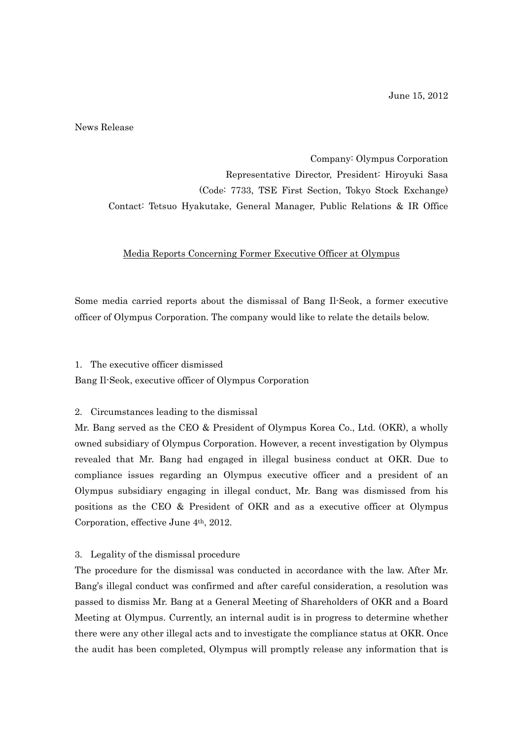June 15, 2012

News Release

Company: Olympus Corporation
Representative Director, President: Hiroyuki Sasa
(Code: 7733, TSE First Section, Tokyo Stock Exchange)
Contact: Tetsuo Hyakutake, General Manager, Public Relations & IR Office

## Media Reports Concerning Former Executive Officer at Olympus

Some media carried reports about the dismissal of Bang Il-Seok, a former executive officer of Olympus Corporation. The company would like to relate the details below.

1. The executive officer dismissed

Bang Il-Seok, executive officer of Olympus Corporation

2. Circumstances leading to the dismissal

Mr. Bang served as the CEO & President of Olympus Korea Co., Ltd. (OKR), a wholly owned subsidiary of Olympus Corporation. However, a recent investigation by Olympus revealed that Mr. Bang had engaged in illegal business conduct at OKR. Due to compliance issues regarding an Olympus executive officer and a president of an Olympus subsidiary engaging in illegal conduct, Mr. Bang was dismissed from his positions as the CEO & President of OKR and as a executive officer at Olympus Corporation, effective June 4th, 2012.

3. Legality of the dismissal procedure

The procedure for the dismissal was conducted in accordance with the law. After Mr. Bang's illegal conduct was confirmed and after careful consideration, a resolution was passed to dismiss Mr. Bang at a General Meeting of Shareholders of OKR and a Board Meeting at Olympus. Currently, an internal audit is in progress to determine whether there were any other illegal acts and to investigate the compliance status at OKR. Once the audit has been completed, Olympus will promptly release any information that is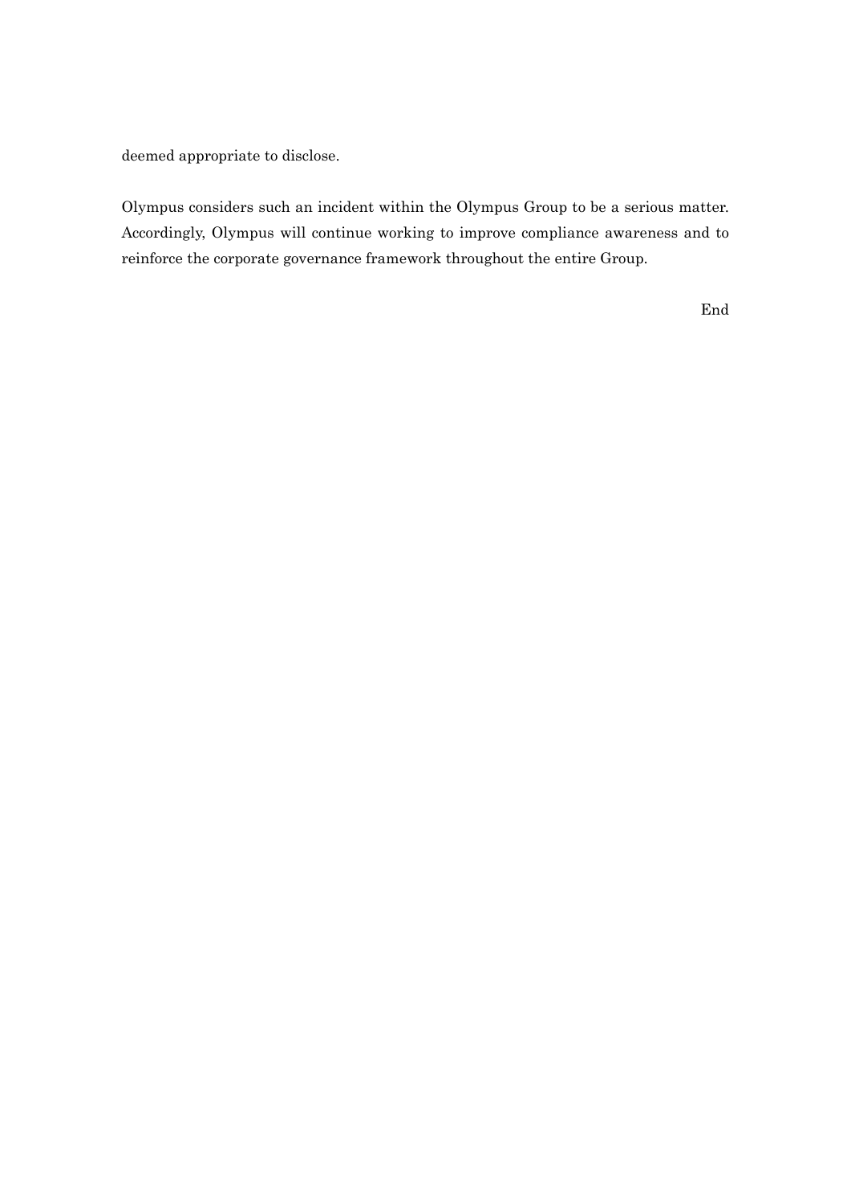deemed appropriate to disclose.

Olympus considers such an incident within the Olympus Group to be a serious matter. Accordingly, Olympus will continue working to improve compliance awareness and to reinforce the corporate governance framework throughout the entire Group.

End